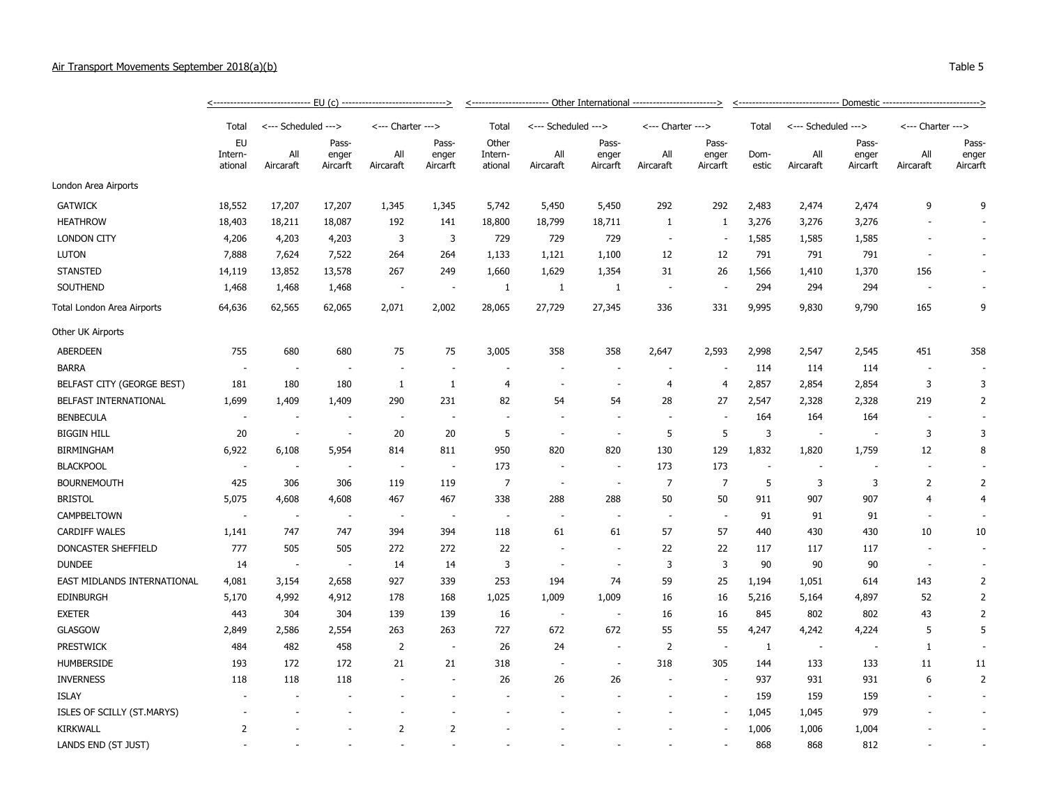Air Transport Movements September 2018(a)(b)

Table 5

| | EU (c) | | | | | Other International | | | | | Domestic | | | | |
|---|---|---|---|---|---|---|---|---|---|---|---|---|---|---|---|
| | Total | Scheduled | | Charter | | Total | Scheduled | | Charter | | Total | Scheduled | | Charter | |
| | EU International | All Aircraft | Passenger Aircraft | All Aircraft | Passenger Aircraft | Other International | All Aircraft | Passenger Aircraft | All Aircraft | Passenger Aircraft | Domestic | All Aircraft | Passenger Aircraft | All Aircraft | Passenger Aircraft |
| London Area Airports | | | | | | | | | | | | | | | |
| GATWICK | 18,552 | 17,207 | 17,207 | 1,345 | 1,345 | 5,742 | 5,450 | 5,450 | 292 | 292 | 2,483 | 2,474 | 2,474 | 9 | 9 |
| HEATHROW | 18,403 | 18,211 | 18,087 | 192 | 141 | 18,800 | 18,799 | 18,711 | 1 | 1 | 3,276 | 3,276 | 3,276 | - | - |
| LONDON CITY | 4,206 | 4,203 | 4,203 | 3 | 3 | 729 | 729 | 729 | - | - | 1,585 | 1,585 | 1,585 | - | - |
| LUTON | 7,888 | 7,624 | 7,522 | 264 | 264 | 1,133 | 1,121 | 1,100 | 12 | 12 | 791 | 791 | 791 | - | - |
| STANSTED | 14,119 | 13,852 | 13,578 | 267 | 249 | 1,660 | 1,629 | 1,354 | 31 | 26 | 1,566 | 1,410 | 1,370 | 156 | - |
| SOUTHEND | 1,468 | 1,468 | 1,468 | - | - | 1 | 1 | 1 | - | - | 294 | 294 | 294 | - | - |
| Total London Area Airports | 64,636 | 62,565 | 62,065 | 2,071 | 2,002 | 28,065 | 27,729 | 27,345 | 336 | 331 | 9,995 | 9,830 | 9,790 | 165 | 9 |
| Other UK Airports | | | | | | | | | | | | | | | |
| ABERDEEN | 755 | 680 | 680 | 75 | 75 | 3,005 | 358 | 358 | 2,647 | 2,593 | 2,998 | 2,547 | 2,545 | 451 | 358 |
| BARRA | - | - | - | - | - | - | - | - | - | - | 114 | 114 | 114 | - | - |
| BELFAST CITY (GEORGE BEST) | 181 | 180 | 180 | 1 | 1 | 4 | - | - | 4 | 4 | 2,857 | 2,854 | 2,854 | 3 | 3 |
| BELFAST INTERNATIONAL | 1,699 | 1,409 | 1,409 | 290 | 231 | 82 | 54 | 54 | 28 | 27 | 2,547 | 2,328 | 2,328 | 219 | 2 |
| BENBECULA | - | - | - | - | - | - | - | - | - | - | 164 | 164 | 164 | - | - |
| BIGGIN HILL | 20 | - | - | 20 | 20 | 5 | - | - | 5 | 5 | 3 | - | - | 3 | 3 |
| BIRMINGHAM | 6,922 | 6,108 | 5,954 | 814 | 811 | 950 | 820 | 820 | 130 | 129 | 1,832 | 1,820 | 1,759 | 12 | 8 |
| BLACKPOOL | - | - | - | - | - | 173 | - | - | 173 | 173 | - | - | - | - | - |
| BOURNEMOUTH | 425 | 306 | 306 | 119 | 119 | 7 | - | - | 7 | 7 | 5 | 3 | 3 | 2 | 2 |
| BRISTOL | 5,075 | 4,608 | 4,608 | 467 | 467 | 338 | 288 | 288 | 50 | 50 | 911 | 907 | 907 | 4 | 4 |
| CAMPBELTOWN | - | - | - | - | - | - | - | - | - | - | 91 | 91 | 91 | - | - |
| CARDIFF WALES | 1,141 | 747 | 747 | 394 | 394 | 118 | 61 | 61 | 57 | 57 | 440 | 430 | 430 | 10 | 10 |
| DONCASTER SHEFFIELD | 777 | 505 | 505 | 272 | 272 | 22 | - | - | 22 | 22 | 117 | 117 | 117 | - | - |
| DUNDEE | 14 | - | - | 14 | 14 | 3 | - | - | 3 | 3 | 90 | 90 | 90 | - | - |
| EAST MIDLANDS INTERNATIONAL | 4,081 | 3,154 | 2,658 | 927 | 339 | 253 | 194 | 74 | 59 | 25 | 1,194 | 1,051 | 614 | 143 | 2 |
| EDINBURGH | 5,170 | 4,992 | 4,912 | 178 | 168 | 1,025 | 1,009 | 1,009 | 16 | 16 | 5,216 | 5,164 | 4,897 | 52 | 2 |
| EXETER | 443 | 304 | 304 | 139 | 139 | 16 | - | - | 16 | 16 | 845 | 802 | 802 | 43 | 2 |
| GLASGOW | 2,849 | 2,586 | 2,554 | 263 | 263 | 727 | 672 | 672 | 55 | 55 | 4,247 | 4,242 | 4,224 | 5 | 5 |
| PRESTWICK | 484 | 482 | 458 | 2 | - | 26 | 24 | - | 2 | - | 1 | - | - | 1 | - |
| HUMBERSIDE | 193 | 172 | 172 | 21 | 21 | 318 | - | - | 318 | 305 | 144 | 133 | 133 | 11 | 11 |
| INVERNESS | 118 | 118 | 118 | - | - | 26 | 26 | 26 | - | - | 937 | 931 | 931 | 6 | 2 |
| ISLAY | - | - | - | - | - | - | - | - | - | - | 159 | 159 | 159 | - | - |
| ISLES OF SCILLY (ST.MARYS) | - | - | - | - | - | - | - | - | - | - | 1,045 | 1,045 | 979 | - | - |
| KIRKWALL | 2 | - | - | 2 | 2 | - | - | - | - | - | 1,006 | 1,006 | 1,004 | - | - |
| LANDS END (ST JUST) | - | - | - | - | - | - | - | - | - | - | 868 | 868 | 812 | - | - |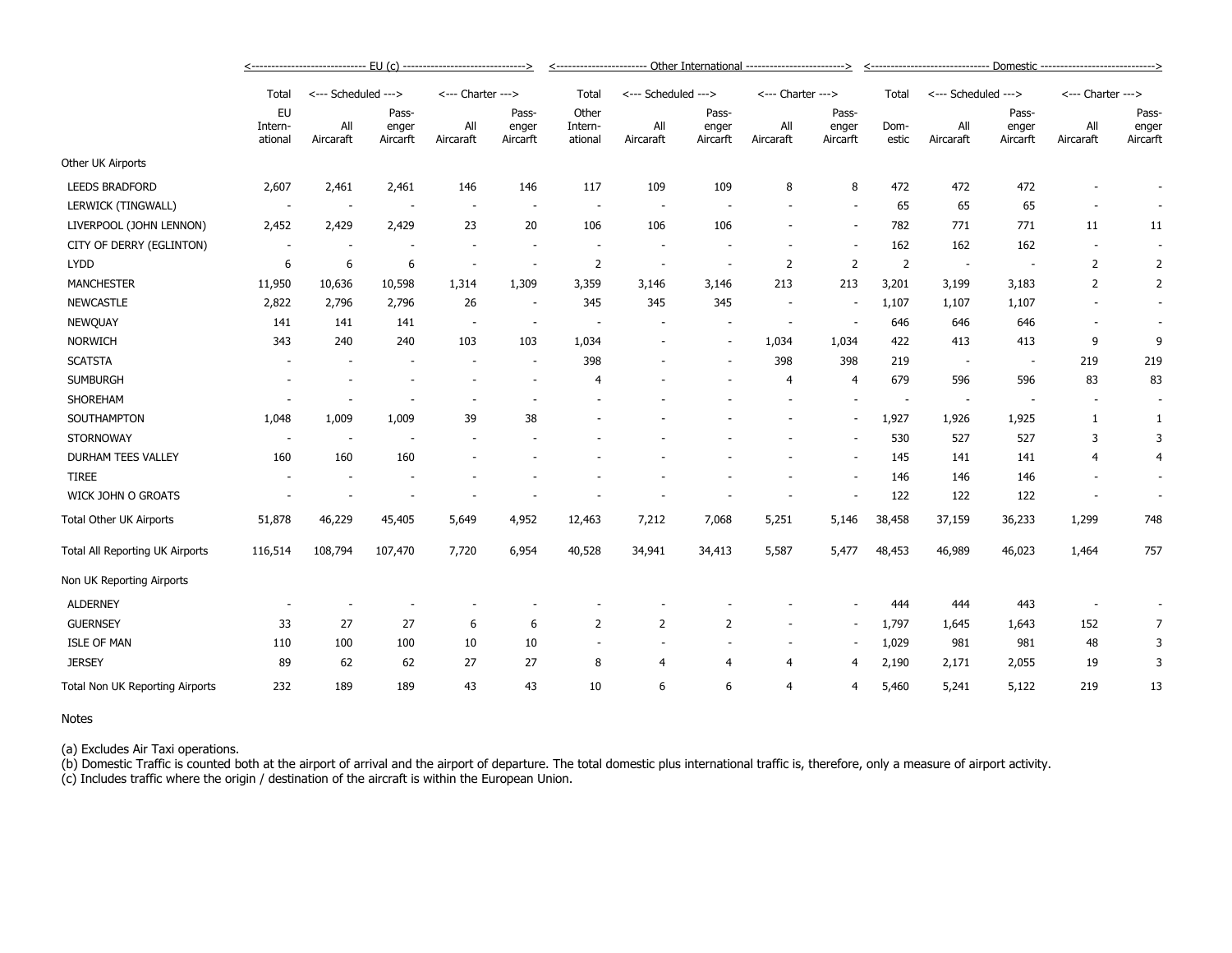| | EU (c) | | | | | Other International | | | | | Domestic | | | | |
|---|---|---|---|---|---|---|---|---|---|---|---|---|---|---|---|
| | Total | Scheduled | | Charter | | Total | Scheduled | | Charter | | Total | Scheduled | | Charter | |
| | EU International | All Aircaraft | Passenger Aircarft | All Aircaraft | Passenger Aircarft | Other International | All Aircaraft | Passenger Aircarft | All Aircaraft | Passenger Aircarft | Domestic | All Aircaraft | Passenger Aircarft | All Aircaraft | Passenger Aircarft |
| Other UK Airports | | | | | | | | | | | | | | | |
| LEEDS BRADFORD | 2,607 | 2,461 | 2,461 | 146 | 146 | 117 | 109 | 109 | 8 | 8 | 472 | 472 | 472 | - | - |
| LERWICK (TINGWALL) | - | - | - | - | - | - | - | - | - | - | 65 | 65 | 65 | - | - |
| LIVERPOOL (JOHN LENNON) | 2,452 | 2,429 | 2,429 | 23 | 20 | 106 | 106 | 106 | - | - | 782 | 771 | 771 | 11 | 11 |
| CITY OF DERRY (EGLINTON) | - | - | - | - | - | - | - | - | - | - | 162 | 162 | 162 | - | - |
| LYDD | 6 | 6 | 6 | - | - | 2 | - | - | 2 | 2 | 2 | - | - | 2 | 2 |
| MANCHESTER | 11,950 | 10,636 | 10,598 | 1,314 | 1,309 | 3,359 | 3,146 | 3,146 | 213 | 213 | 3,201 | 3,199 | 3,183 | 2 | 2 |
| NEWCASTLE | 2,822 | 2,796 | 2,796 | 26 | - | 345 | 345 | 345 | - | - | 1,107 | 1,107 | 1,107 | - | - |
| NEWQUAY | 141 | 141 | 141 | - | - | - | - | - | - | - | 646 | 646 | 646 | - | - |
| NORWICH | 343 | 240 | 240 | 103 | 103 | 1,034 | - | - | 1,034 | 1,034 | 422 | 413 | 413 | 9 | 9 |
| SCATSTA | - | - | - | - | - | 398 | - | - | 398 | 398 | 219 | - | - | 219 | 219 |
| SUMBURGH | - | - | - | - | - | 4 | - | - | 4 | 4 | 679 | 596 | 596 | 83 | 83 |
| SHOREHAM | - | - | - | - | - | - | - | - | - | - | - | - | - | - | - |
| SOUTHAMPTON | 1,048 | 1,009 | 1,009 | 39 | 38 | - | - | - | - | - | 1,927 | 1,926 | 1,925 | 1 | 1 |
| STORNOWAY | - | - | - | - | - | - | - | - | - | - | 530 | 527 | 527 | 3 | 3 |
| DURHAM TEES VALLEY | 160 | 160 | 160 | - | - | - | - | - | - | - | 145 | 141 | 141 | 4 | 4 |
| TIREE | - | - | - | - | - | - | - | - | - | - | 146 | 146 | 146 | - | - |
| WICK JOHN O GROATS | - | - | - | - | - | - | - | - | - | - | 122 | 122 | 122 | - | - |
| Total Other UK Airports | 51,878 | 46,229 | 45,405 | 5,649 | 4,952 | 12,463 | 7,212 | 7,068 | 5,251 | 5,146 | 38,458 | 37,159 | 36,233 | 1,299 | 748 |
| Total All Reporting UK Airports | 116,514 | 108,794 | 107,470 | 7,720 | 6,954 | 40,528 | 34,941 | 34,413 | 5,587 | 5,477 | 48,453 | 46,989 | 46,023 | 1,464 | 757 |
| Non UK Reporting Airports | | | | | | | | | | | | | | | |
| ALDERNEY | - | - | - | - | - | - | - | - | - | - | 444 | 444 | 443 | - | - |
| GUERNSEY | 33 | 27 | 27 | 6 | 6 | 2 | 2 | 2 | - | - | 1,797 | 1,645 | 1,643 | 152 | 7 |
| ISLE OF MAN | 110 | 100 | 100 | 10 | 10 | - | - | - | - | - | 1,029 | 981 | 981 | 48 | 3 |
| JERSEY | 89 | 62 | 62 | 27 | 27 | 8 | 4 | 4 | 4 | 4 | 2,190 | 2,171 | 2,055 | 19 | 3 |
| Total Non UK Reporting Airports | 232 | 189 | 189 | 43 | 43 | 10 | 6 | 6 | 4 | 4 | 5,460 | 5,241 | 5,122 | 219 | 13 |

Notes

(a) Excludes Air Taxi operations.
(b) Domestic Traffic is counted both at the airport of arrival and the airport of departure. The total domestic plus international traffic is, therefore, only a measure of airport activity.
(c) Includes traffic where the origin / destination of the aircraft is within the European Union.